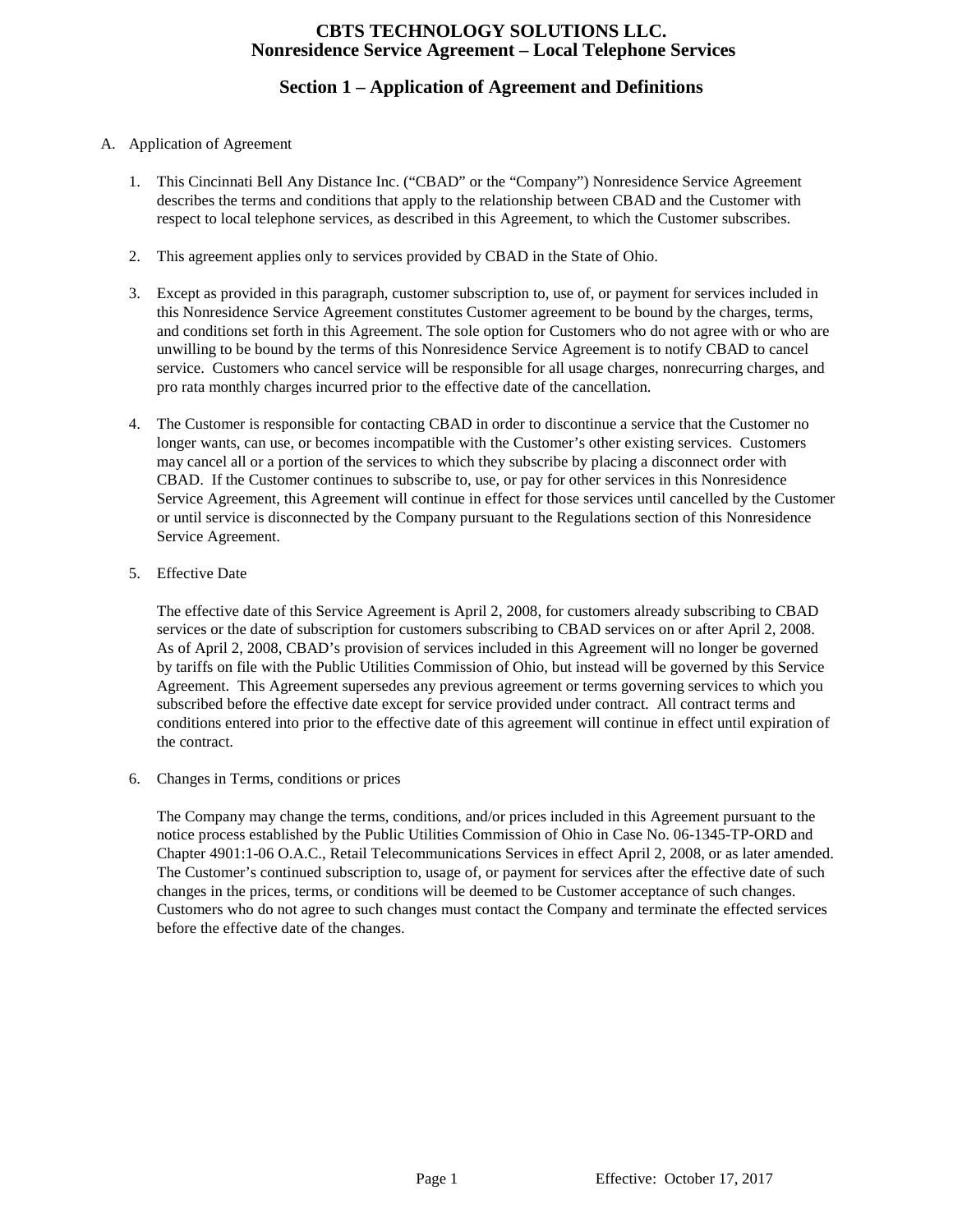# CBTS TECHNOLOGY SOLUTIONS LLC.
## Nonresidence Service Agreement – Local Telephone Services

## Section 1 – Application of Agreement and Definitions

A. Application of Agreement

1. This Cincinnati Bell Any Distance Inc. ("CBAD" or the "Company") Nonresidence Service Agreement describes the terms and conditions that apply to the relationship between CBAD and the Customer with respect to local telephone services, as described in this Agreement, to which the Customer subscribes.

2. This agreement applies only to services provided by CBAD in the State of Ohio.

3. Except as provided in this paragraph, customer subscription to, use of, or payment for services included in this Nonresidence Service Agreement constitutes Customer agreement to be bound by the charges, terms, and conditions set forth in this Agreement. The sole option for Customers who do not agree with or who are unwilling to be bound by the terms of this Nonresidence Service Agreement is to notify CBAD to cancel service. Customers who cancel service will be responsible for all usage charges, nonrecurring charges, and pro rata monthly charges incurred prior to the effective date of the cancellation.

4. The Customer is responsible for contacting CBAD in order to discontinue a service that the Customer no longer wants, can use, or becomes incompatible with the Customer's other existing services. Customers may cancel all or a portion of the services to which they subscribe by placing a disconnect order with CBAD. If the Customer continues to subscribe to, use, or pay for other services in this Nonresidence Service Agreement, this Agreement will continue in effect for those services until cancelled by the Customer or until service is disconnected by the Company pursuant to the Regulations section of this Nonresidence Service Agreement.

5. Effective Date

   The effective date of this Service Agreement is April 2, 2008, for customers already subscribing to CBAD services or the date of subscription for customers subscribing to CBAD services on or after April 2, 2008. As of April 2, 2008, CBAD's provision of services included in this Agreement will no longer be governed by tariffs on file with the Public Utilities Commission of Ohio, but instead will be governed by this Service Agreement. This Agreement supersedes any previous agreement or terms governing services to which you subscribed before the effective date except for service provided under contract. All contract terms and conditions entered into prior to the effective date of this agreement will continue in effect until expiration of the contract.

6. Changes in Terms, conditions or prices

   The Company may change the terms, conditions, and/or prices included in this Agreement pursuant to the notice process established by the Public Utilities Commission of Ohio in Case No. 06-1345-TP-ORD and Chapter 4901:1-06 O.A.C., Retail Telecommunications Services in effect April 2, 2008, or as later amended. The Customer's continued subscription to, usage of, or payment for services after the effective date of such changes in the prices, terms, or conditions will be deemed to be Customer acceptance of such changes. Customers who do not agree to such changes must contact the Company and terminate the effected services before the effective date of the changes.

Effective: October 17, 2017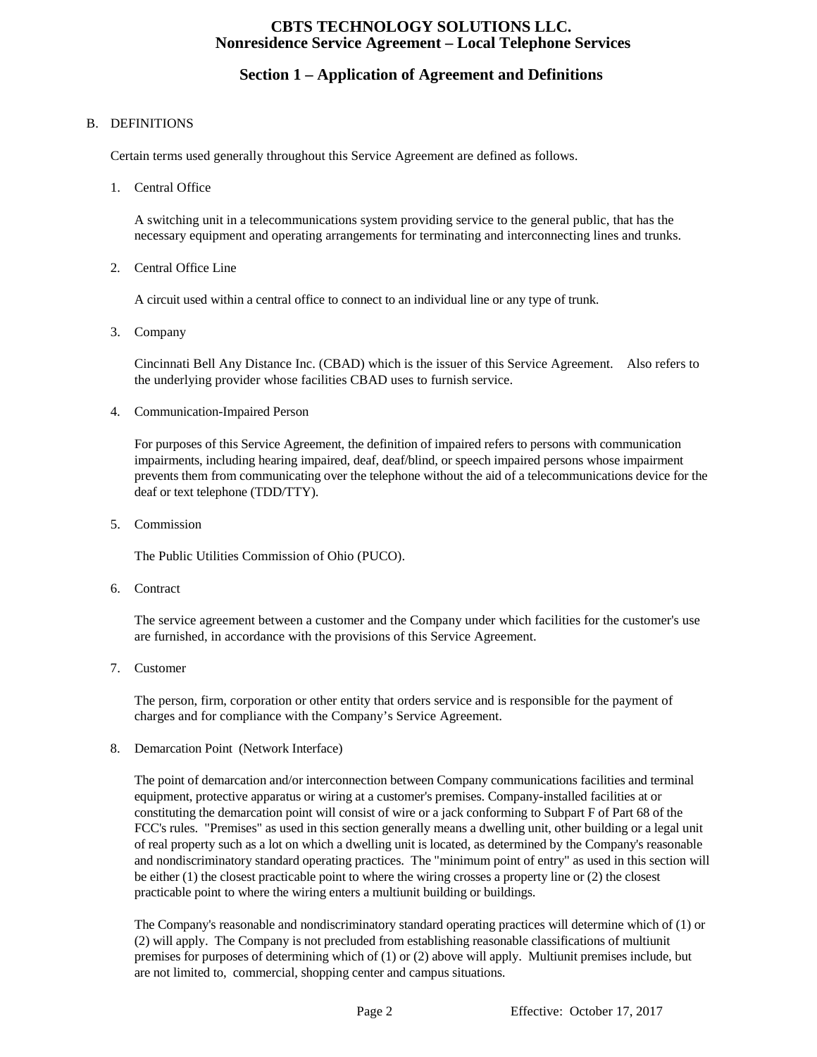## B. DEFINITIONS

Certain terms used generally throughout this Service Agreement are defined as follows.

1. Central Office

   A switching unit in a telecommunications system providing service to the general public, that has the necessary equipment and operating arrangements for terminating and interconnecting lines and trunks.

2. Central Office Line

   A circuit used within a central office to connect to an individual line or any type of trunk.

3. Company

   Cincinnati Bell Any Distance Inc. (CBAD) which is the issuer of this Service Agreement. Also refers to the underlying provider whose facilities CBAD uses to furnish service.

4. Communication-Impaired Person

   For purposes of this Service Agreement, the definition of impaired refers to persons with communication impairments, including hearing impaired, deaf, deaf/blind, or speech impaired persons whose impairment prevents them from communicating over the telephone without the aid of a telecommunications device for the deaf or text telephone (TDD/TTY).

5. Commission

   The Public Utilities Commission of Ohio (PUCO).

6. Contract

   The service agreement between a customer and the Company under which facilities for the customer's use are furnished, in accordance with the provisions of this Service Agreement.

7. Customer

   The person, firm, corporation or other entity that orders service and is responsible for the payment of charges and for compliance with the Company's Service Agreement.

8. Demarcation Point (Network Interface)

   The point of demarcation and/or interconnection between Company communications facilities and terminal equipment, protective apparatus or wiring at a customer's premises. Company-installed facilities at or constituting the demarcation point will consist of wire or a jack conforming to Subpart F of Part 68 of the FCC's rules. "Premises" as used in this section generally means a dwelling unit, other building or a legal unit of real property such as a lot on which a dwelling unit is located, as determined by the Company's reasonable and nondiscriminatory standard operating practices. The "minimum point of entry" as used in this section will be either (1) the closest practicable point to where the wiring crosses a property line or (2) the closest practicable point to where the wiring enters a multiunit building or buildings.

   The Company's reasonable and nondiscriminatory standard operating practices will determine which of (1) or (2) will apply. The Company is not precluded from establishing reasonable classifications of multiunit premises for purposes of determining which of (1) or (2) above will apply. Multiunit premises include, but are not limited to, commercial, shopping center and campus situations.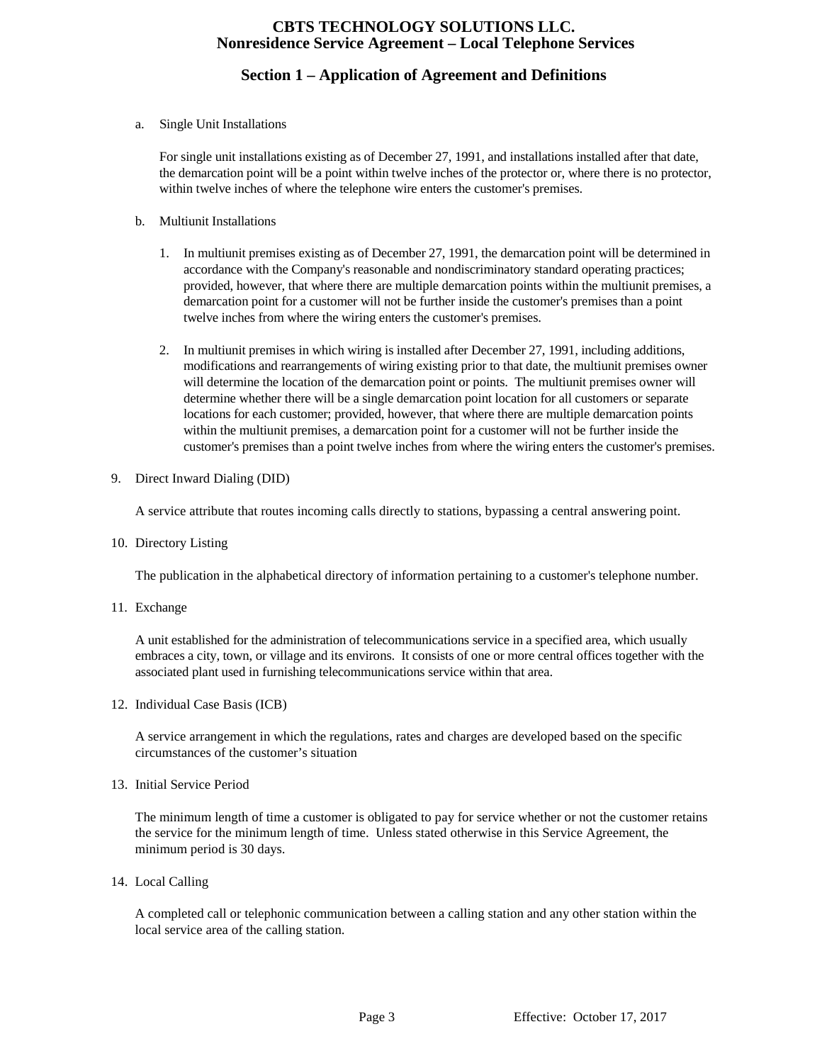a. Single Unit Installations

   For single unit installations existing as of December 27, 1991, and installations installed after that date, the demarcation point will be a point within twelve inches of the protector or, where there is no protector, within twelve inches of where the telephone wire enters the customer's premises.

b. Multiunit Installations

   1. In multiunit premises existing as of December 27, 1991, the demarcation point will be determined in accordance with the Company's reasonable and nondiscriminatory standard operating practices; provided, however, that where there are multiple demarcation points within the multiunit premises, a demarcation point for a customer will not be further inside the customer's premises than a point twelve inches from where the wiring enters the customer's premises.

   2. In multiunit premises in which wiring is installed after December 27, 1991, including additions, modifications and rearrangements of wiring existing prior to that date, the multiunit premises owner will determine the location of the demarcation point or points. The multiunit premises owner will determine whether there will be a single demarcation point location for all customers or separate locations for each customer; provided, however, that where there are multiple demarcation points within the multiunit premises, a demarcation point for a customer will not be further inside the customer's premises than a point twelve inches from where the wiring enters the customer's premises.

9. Direct Inward Dialing (DID)

   A service attribute that routes incoming calls directly to stations, bypassing a central answering point.

10. Directory Listing

    The publication in the alphabetical directory of information pertaining to a customer's telephone number.

11. Exchange

    A unit established for the administration of telecommunications service in a specified area, which usually embraces a city, town, or village and its environs. It consists of one or more central offices together with the associated plant used in furnishing telecommunications service within that area.

12. Individual Case Basis (ICB)

    A service arrangement in which the regulations, rates and charges are developed based on the specific circumstances of the customer's situation

13. Initial Service Period

    The minimum length of time a customer is obligated to pay for service whether or not the customer retains the service for the minimum length of time. Unless stated otherwise in this Service Agreement, the minimum period is 30 days.

14. Local Calling

    A completed call or telephonic communication between a calling station and any other station within the local service area of the calling station.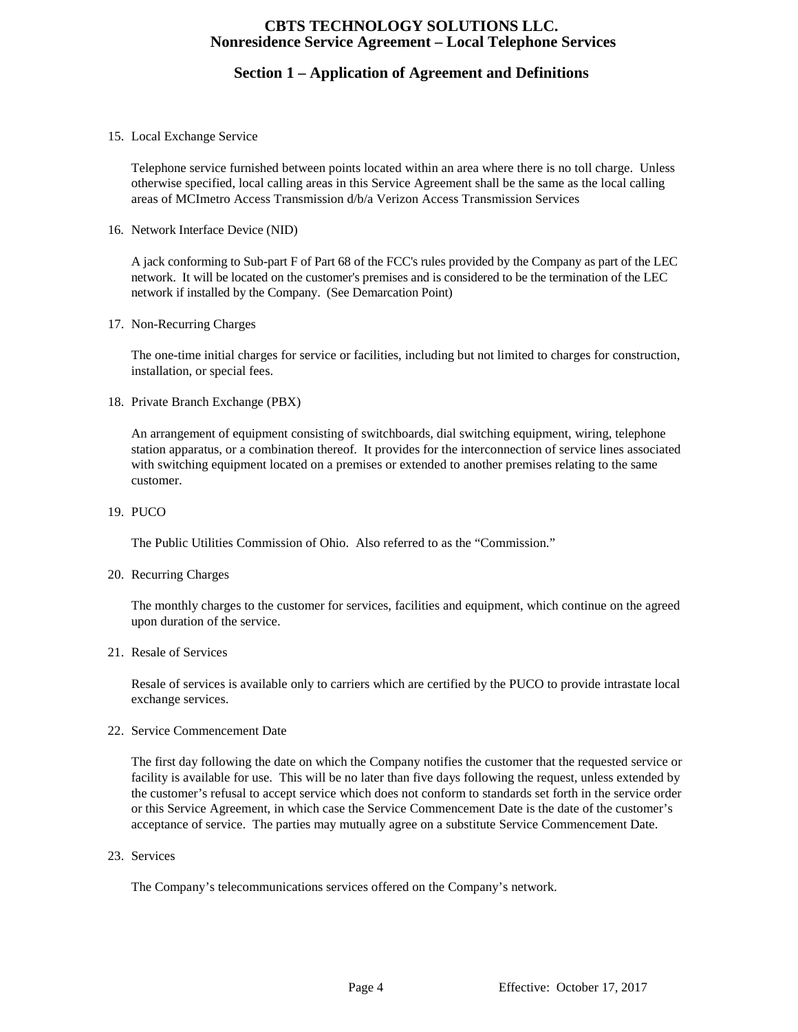15. Local Exchange Service

    Telephone service furnished between points located within an area where there is no toll charge. Unless otherwise specified, local calling areas in this Service Agreement shall be the same as the local calling areas of MCImetro Access Transmission d/b/a Verizon Access Transmission Services

16. Network Interface Device (NID)

    A jack conforming to Sub-part F of Part 68 of the FCC's rules provided by the Company as part of the LEC network. It will be located on the customer's premises and is considered to be the termination of the LEC network if installed by the Company. (See Demarcation Point)

17. Non-Recurring Charges

    The one-time initial charges for service or facilities, including but not limited to charges for construction, installation, or special fees.

18. Private Branch Exchange (PBX)

    An arrangement of equipment consisting of switchboards, dial switching equipment, wiring, telephone station apparatus, or a combination thereof. It provides for the interconnection of service lines associated with switching equipment located on a premises or extended to another premises relating to the same customer.

19. PUCO

    The Public Utilities Commission of Ohio. Also referred to as the "Commission."

20. Recurring Charges

    The monthly charges to the customer for services, facilities and equipment, which continue on the agreed upon duration of the service.

21. Resale of Services

    Resale of services is available only to carriers which are certified by the PUCO to provide intrastate local exchange services.

22. Service Commencement Date

    The first day following the date on which the Company notifies the customer that the requested service or facility is available for use. This will be no later than five days following the request, unless extended by the customer's refusal to accept service which does not conform to standards set forth in the service order or this Service Agreement, in which case the Service Commencement Date is the date of the customer's acceptance of service. The parties may mutually agree on a substitute Service Commencement Date.

23. Services

    The Company's telecommunications services offered on the Company's network.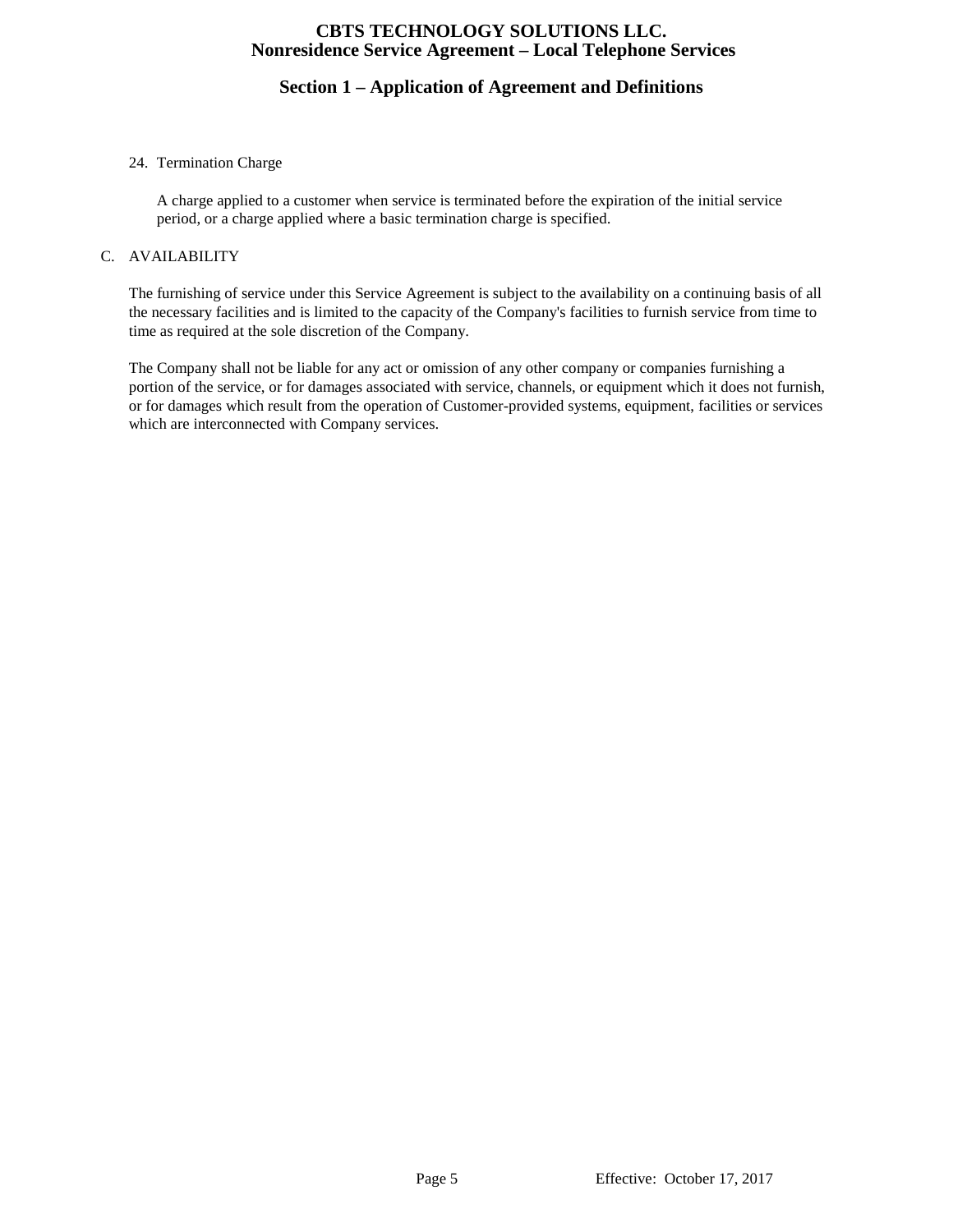24. Termination Charge

    A charge applied to a customer when service is terminated before the expiration of the initial service period, or a charge applied where a basic termination charge is specified.

C. AVAILABILITY

   The furnishing of service under this Service Agreement is subject to the availability on a continuing basis of all the necessary facilities and is limited to the capacity of the Company's facilities to furnish service from time to time as required at the sole discretion of the Company.

   The Company shall not be liable for any act or omission of any other company or companies furnishing a portion of the service, or for damages associated with service, channels, or equipment which it does not furnish, or for damages which result from the operation of Customer-provided systems, equipment, facilities or services which are interconnected with Company services.